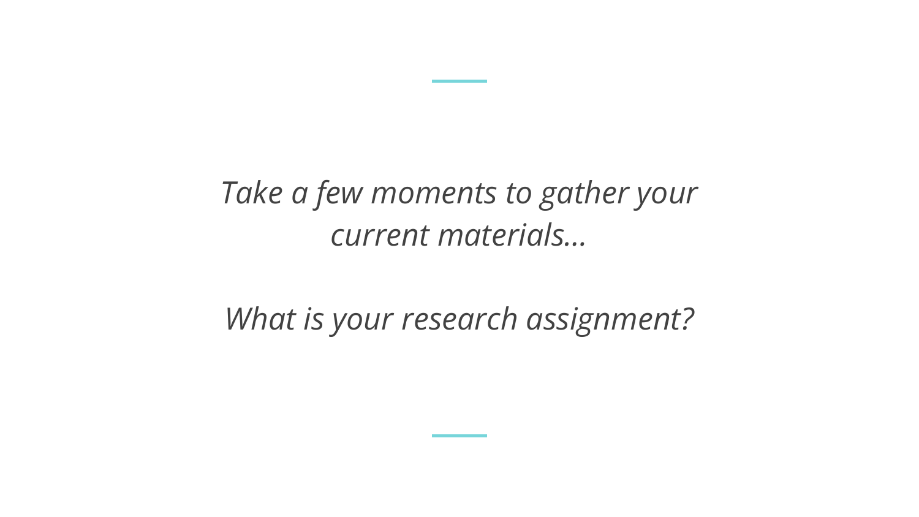*Take a few moments to gather your current materials…*

*What is your research assignment?*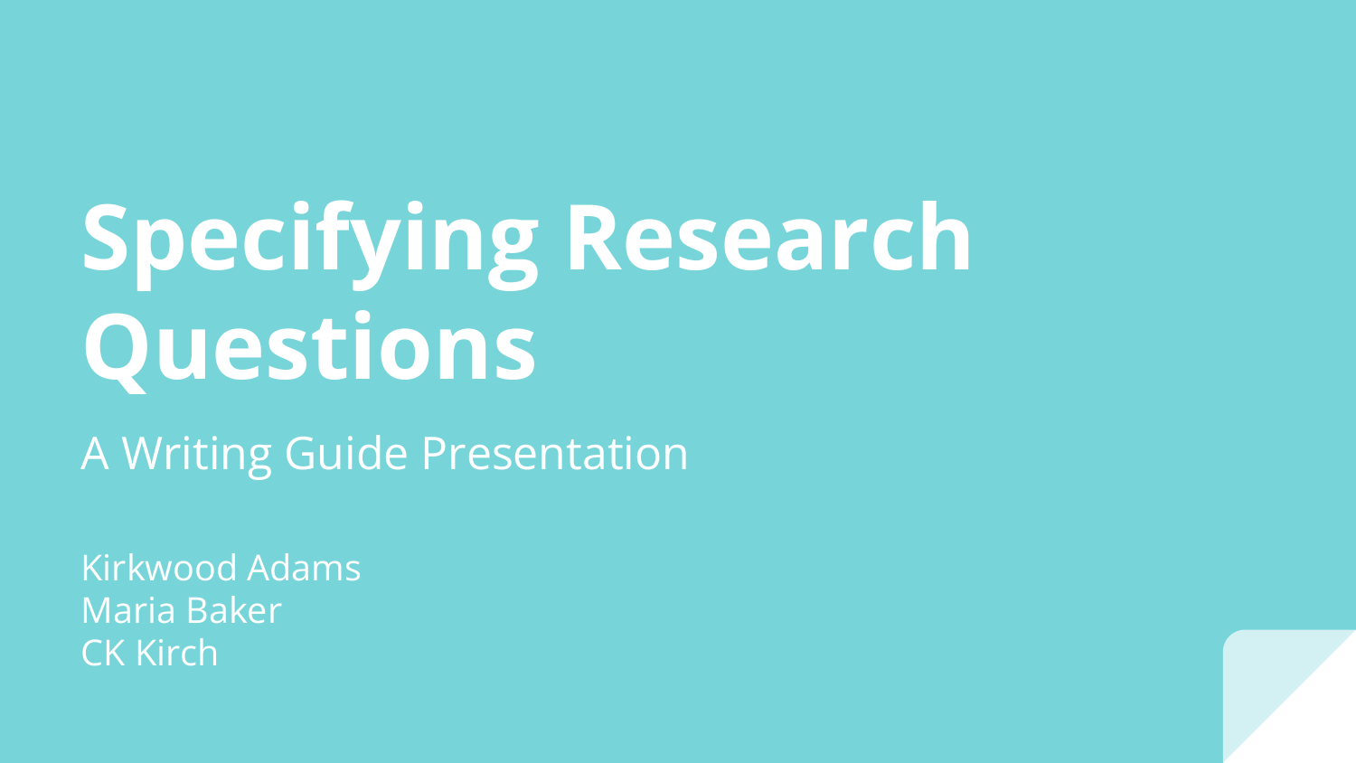# Specifying Research Questions

A Writing Guide Presentation

Kirkwood Adams
Maria Baker
CK Kirch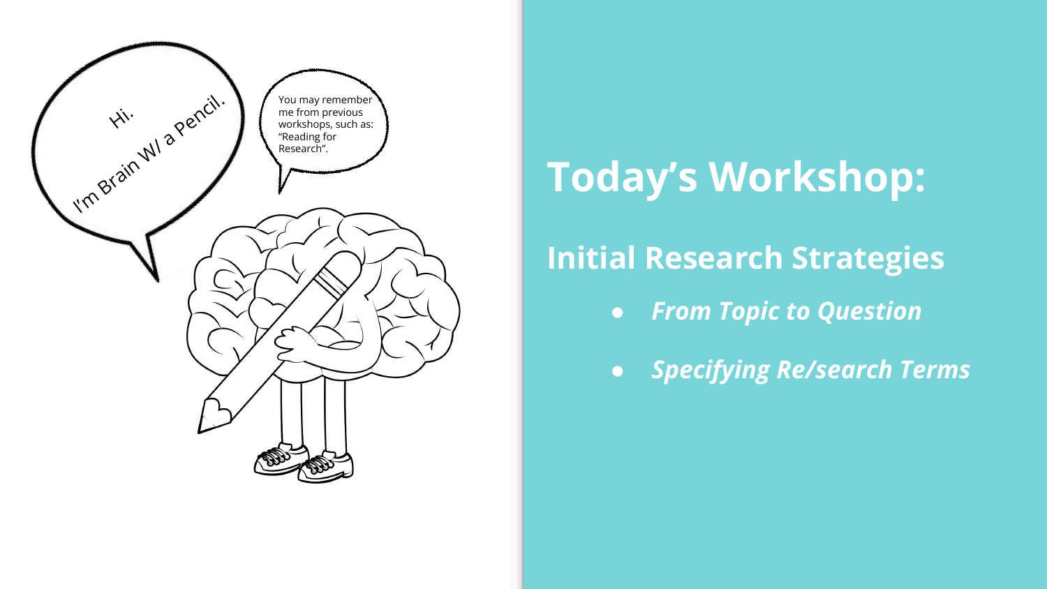Hi.

I'm Brain W/ a Pencil.

You may remember me from previous workshops, such as: "Reading for Research".

# Today's Workshop:

## Initial Research Strategies

- ***From Topic to Question***
- ***Specifying Re/search Terms***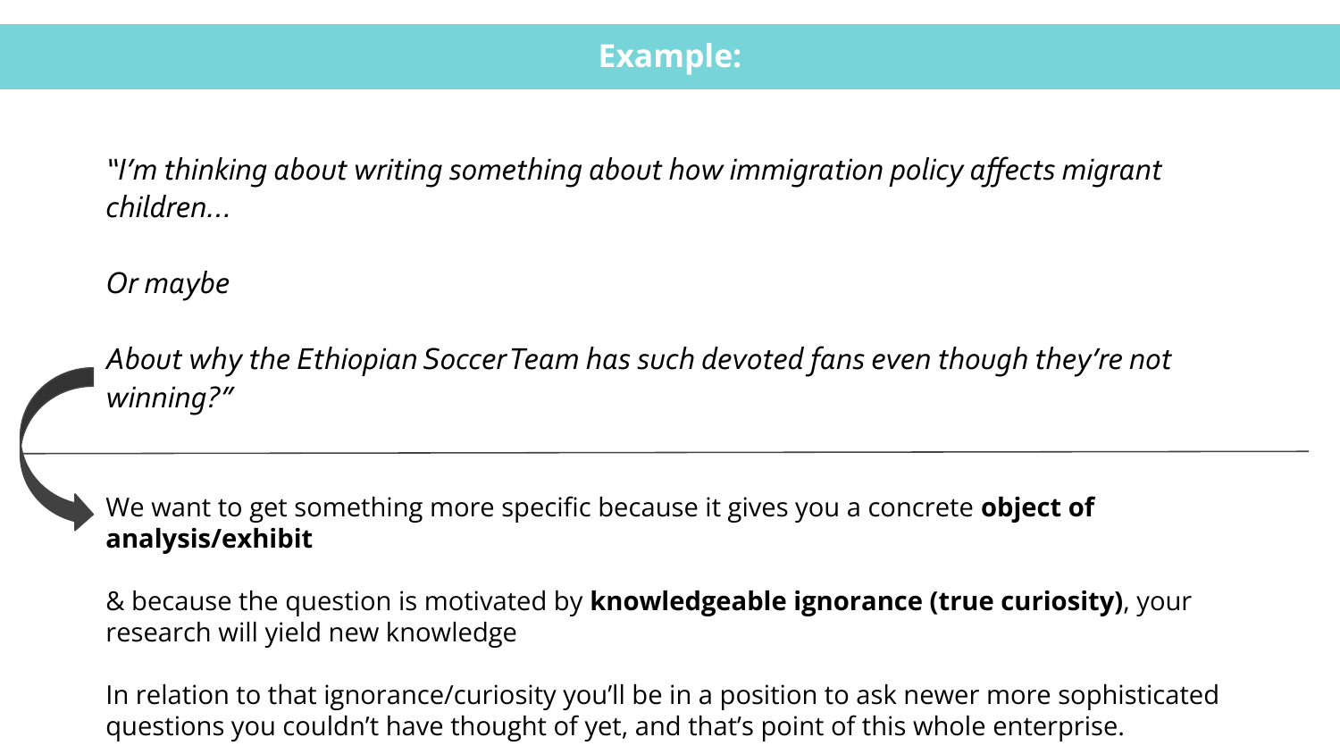## Example:

*"I'm thinking about writing something about how immigration policy affects migrant children…*

*Or maybe*

*About why the Ethiopian Soccer Team has such devoted fans even though they're not winning?"*

---

We want to get something more specific because it gives you a concrete **object of analysis/exhibit**

& because the question is motivated by **knowledgeable ignorance (true curiosity)**, your research will yield new knowledge

In relation to that ignorance/curiosity you'll be in a position to ask newer more sophisticated questions you couldn't have thought of yet, and that's point of this whole enterprise.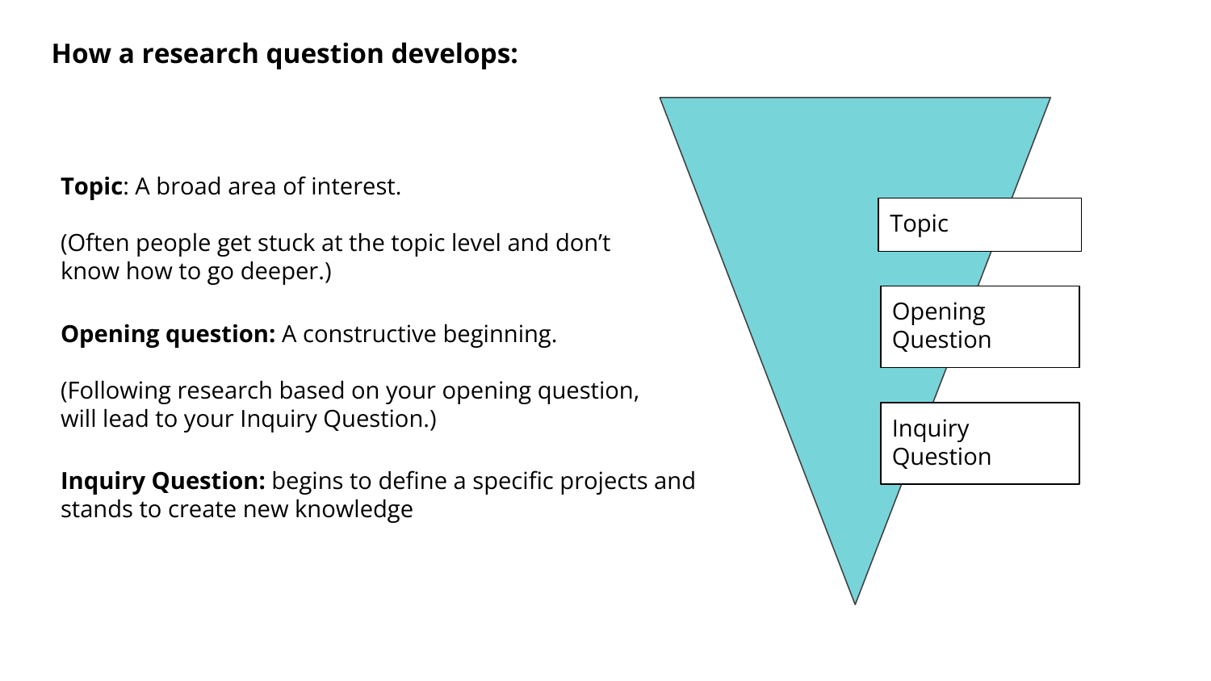## How a research question develops:

**Topic**: A broad area of interest.

(Often people get stuck at the topic level and don’t know how to go deeper.)

**Opening question:** A constructive beginning.

(Following research based on your opening question, will lead to your Inquiry Question.)

**Inquiry Question:** begins to define a specific projects and stands to create new knowledge

Topic

Opening Question

Inquiry Question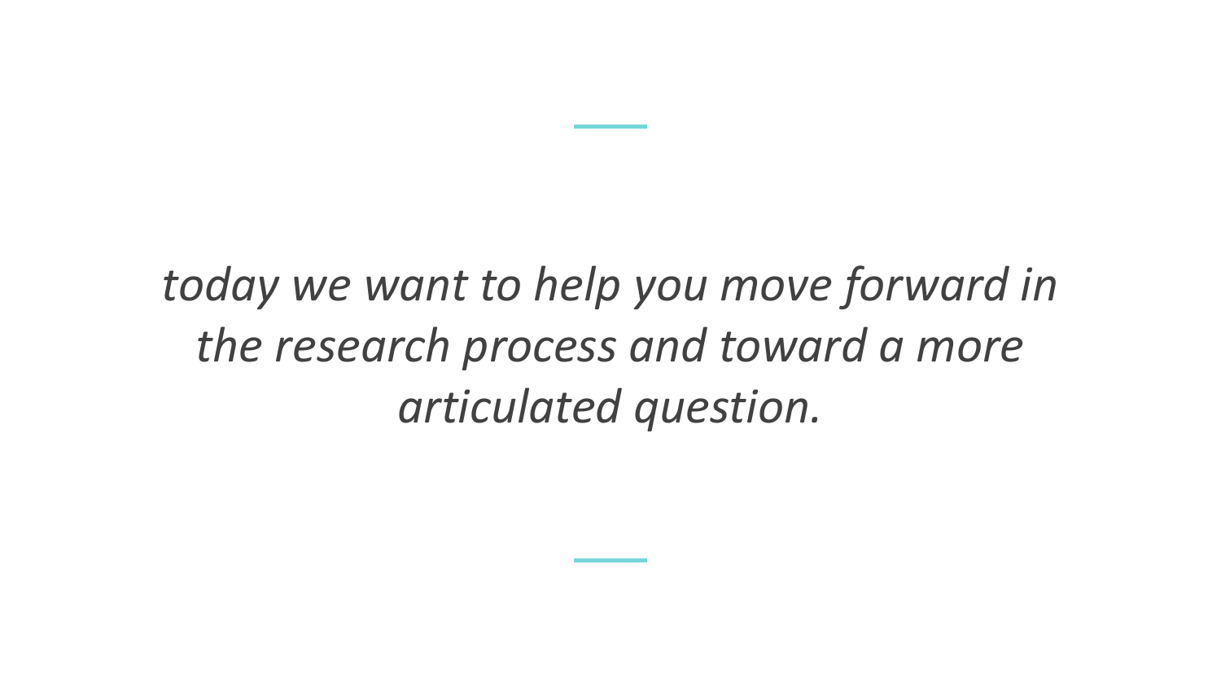*today we want to help you move forward in the research process and toward a more articulated question.*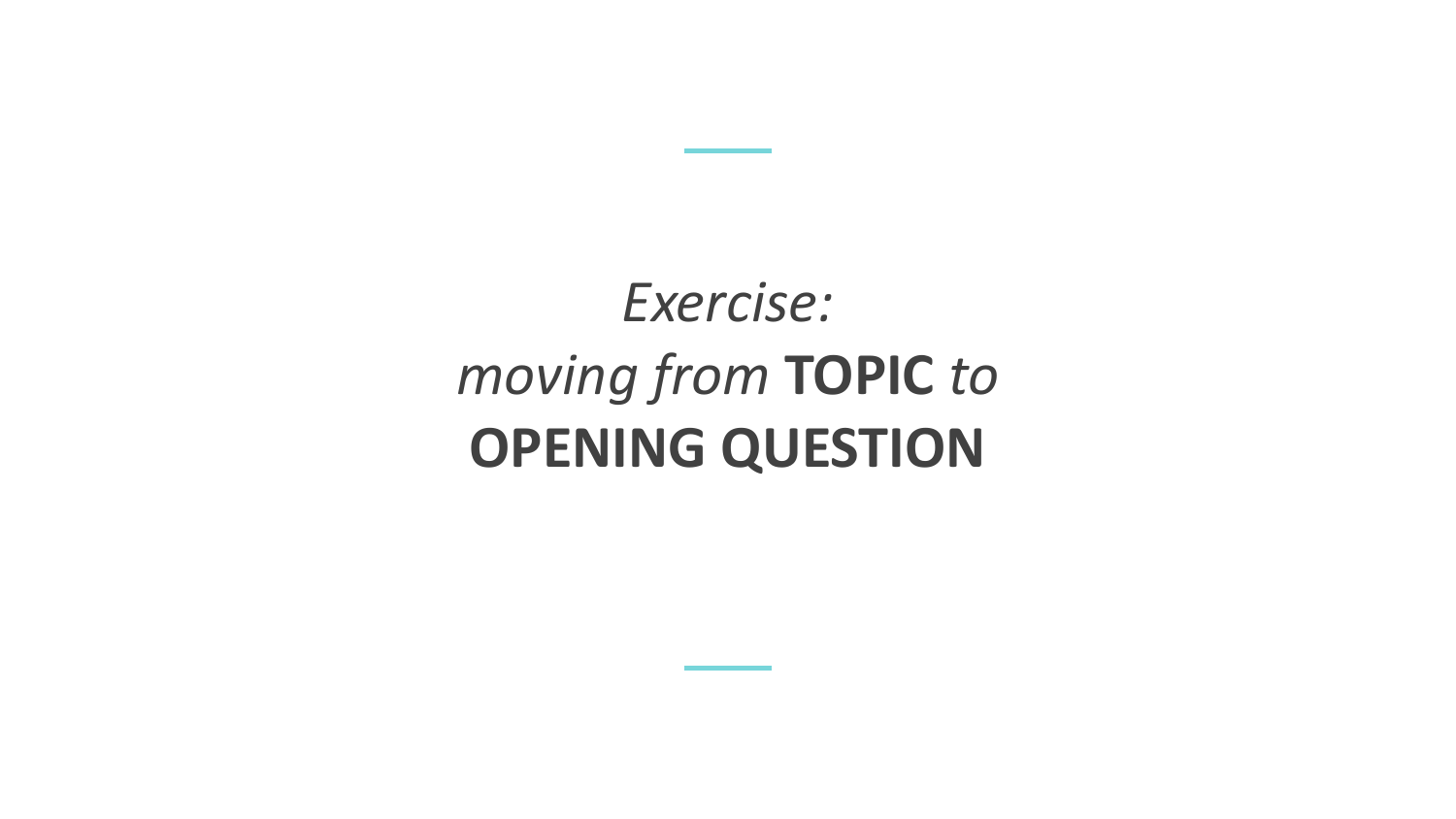# *Exercise:*
# *moving from* **TOPIC** *to* **OPENING QUESTION**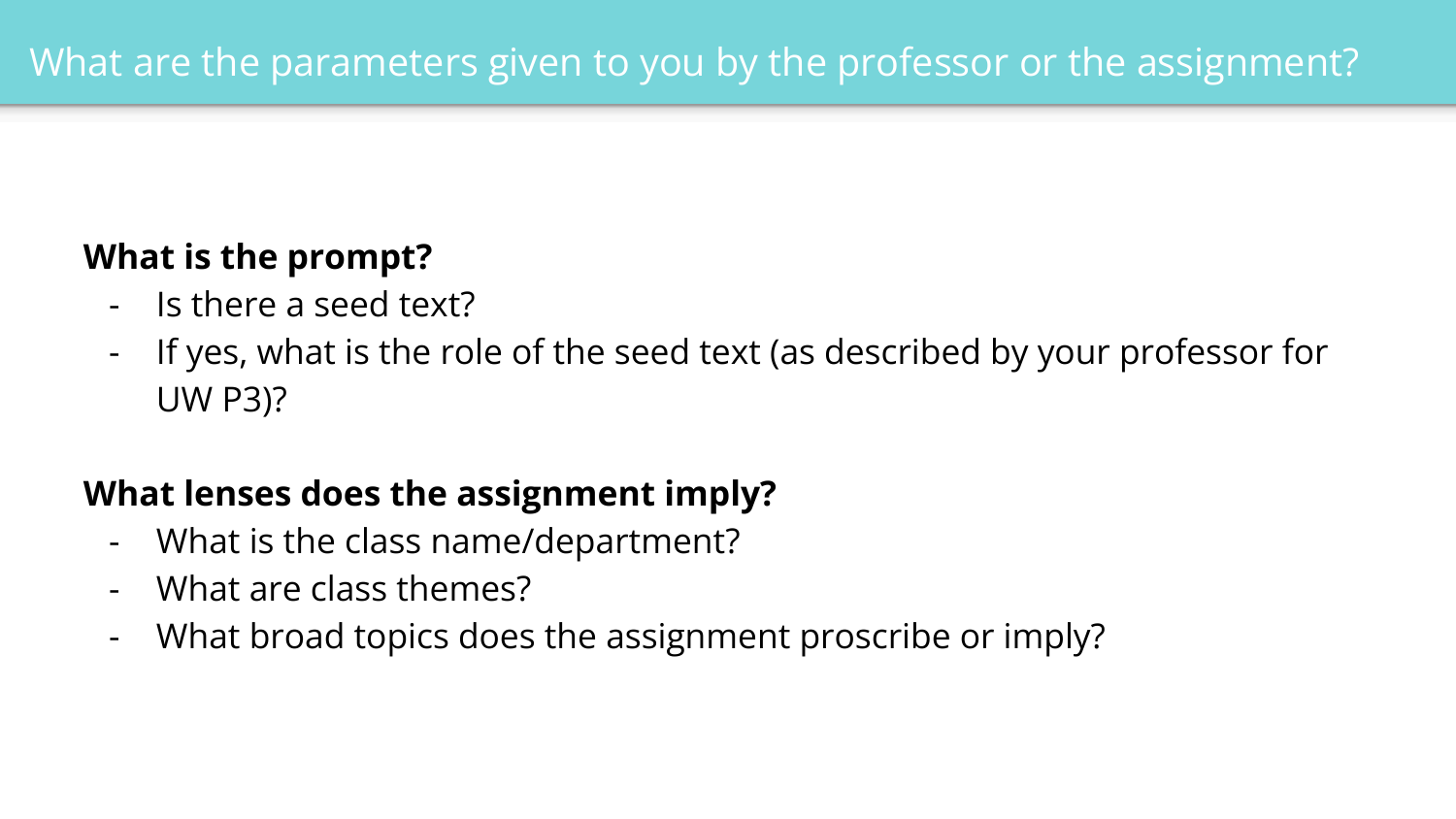# What are the parameters given to you by the professor or the assignment?

**What is the prompt?**

- Is there a seed text?
- If yes, what is the role of the seed text (as described by your professor for UW P3)?

**What lenses does the assignment imply?**

- What is the class name/department?
- What are class themes?
- What broad topics does the assignment proscribe or imply?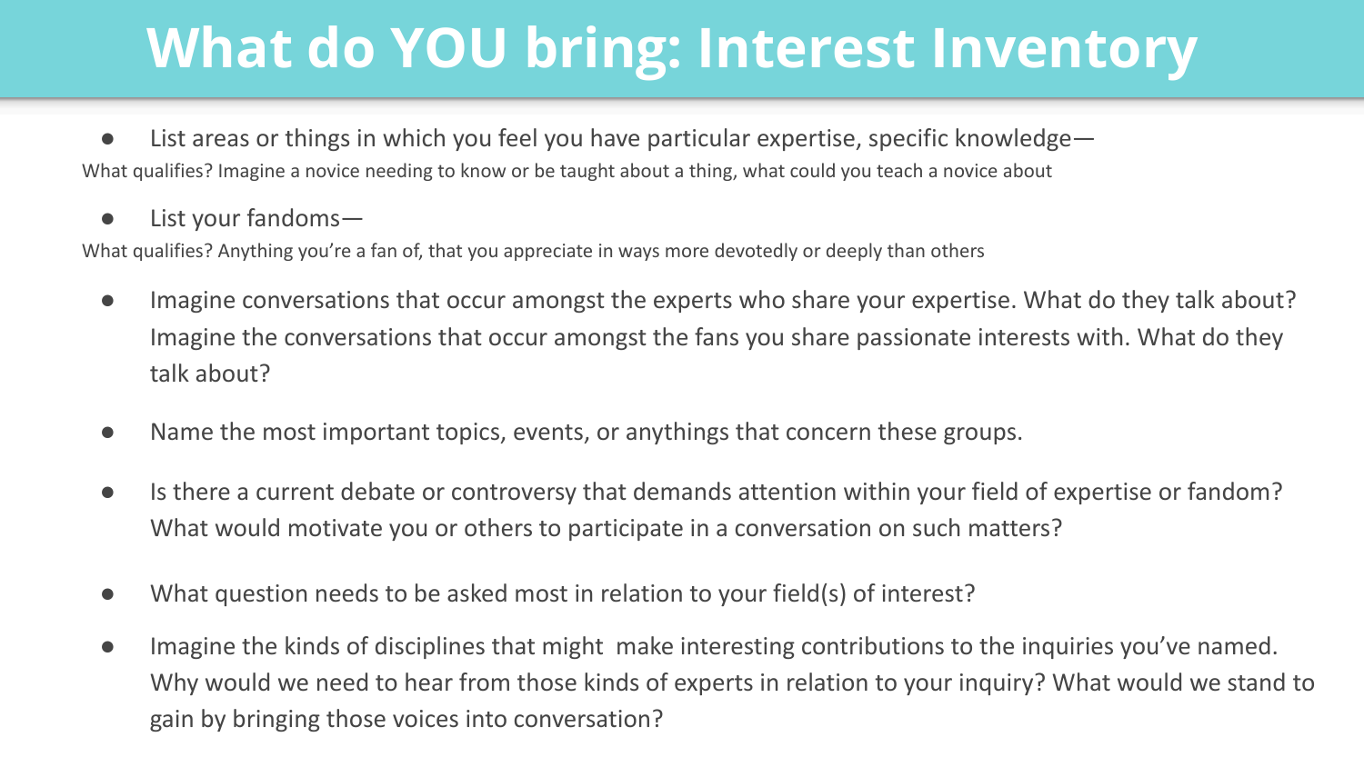# What do YOU bring: Interest Inventory

- List areas or things in which you feel you have particular expertise, specific knowledge—

What qualifies? Imagine a novice needing to know or be taught about a thing, what could you teach a novice about

- List your fandoms—

What qualifies? Anything you're a fan of, that you appreciate in ways more devotedly or deeply than others

- Imagine conversations that occur amongst the experts who share your expertise. What do they talk about? Imagine the conversations that occur amongst the fans you share passionate interests with. What do they talk about?
- Name the most important topics, events, or anythings that concern these groups.
- Is there a current debate or controversy that demands attention within your field of expertise or fandom? What would motivate you or others to participate in a conversation on such matters?
- What question needs to be asked most in relation to your field(s) of interest?
- Imagine the kinds of disciplines that might make interesting contributions to the inquiries you've named. Why would we need to hear from those kinds of experts in relation to your inquiry? What would we stand to gain by bringing those voices into conversation?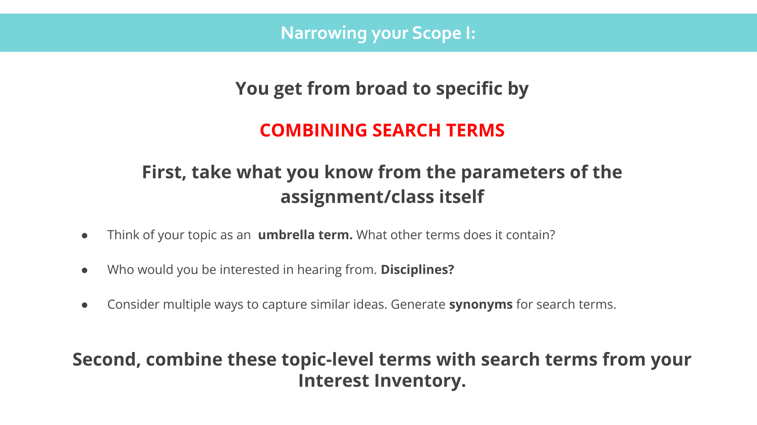# Narrowing your Scope I:

## You get from broad to specific by

## COMBINING SEARCH TERMS

## First, take what you know from the parameters of the assignment/class itself

- Think of your topic as an **umbrella term.** What other terms does it contain?
- Who would you be interested in hearing from. **Disciplines?**
- Consider multiple ways to capture similar ideas. Generate **synonyms** for search terms.

## Second, combine these topic-level terms with search terms from your Interest Inventory.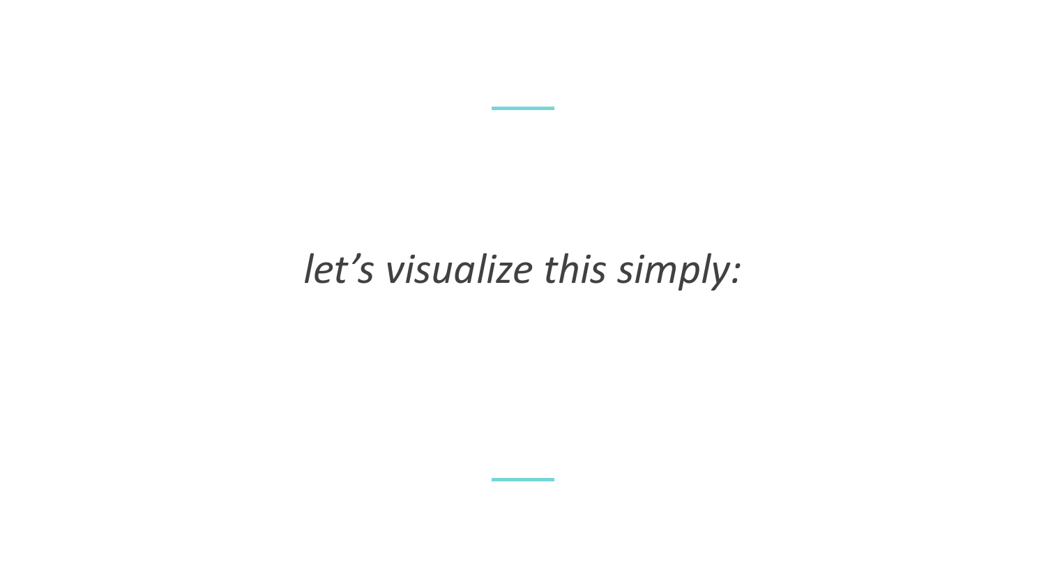*let's visualize this simply:*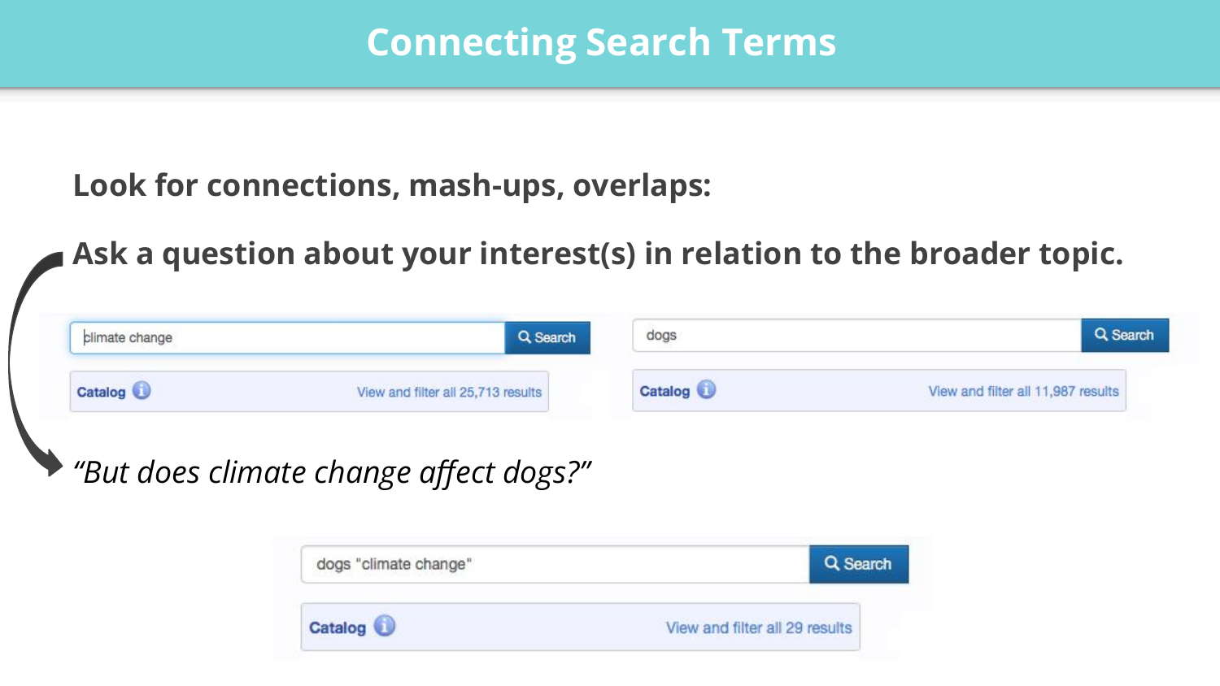# Connecting Search Terms

**Look for connections, mash-ups, overlaps:**

**Ask a question about your interest(s) in relation to the broader topic.**

climate change — Search

Catalog — View and filter all 25,713 results

dogs — Search

Catalog — View and filter all 11,987 results

*"But does climate change affect dogs?"*

dogs "climate change" — Search

Catalog — View and filter all 29 results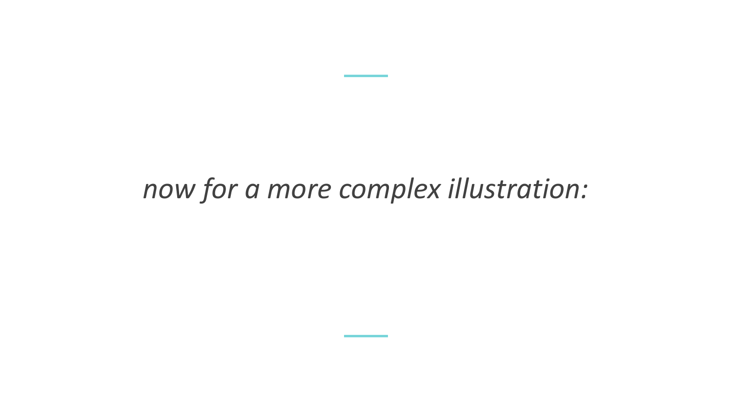*now for a more complex illustration:*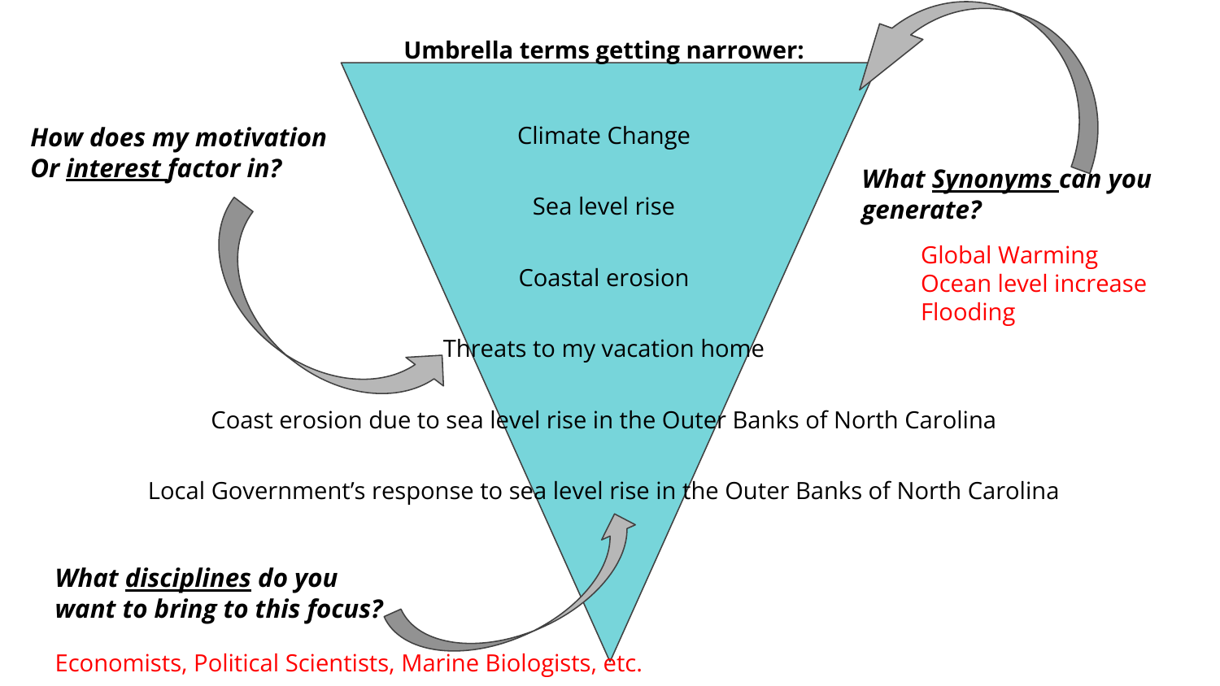**Umbrella terms getting narrower:**

Climate Change

Sea level rise

Coastal erosion

Threats to my vacation home

Coast erosion due to sea level rise in the Outer Banks of North Carolina

Local Government's response to sea level rise in the Outer Banks of North Carolina

***How does my motivation Or interest factor in?***

***What Synonyms can you generate?***

Global Warming
Ocean level increase
Flooding

***What disciplines do you want to bring to this focus?***

Economists, Political Scientists, Marine Biologists, etc.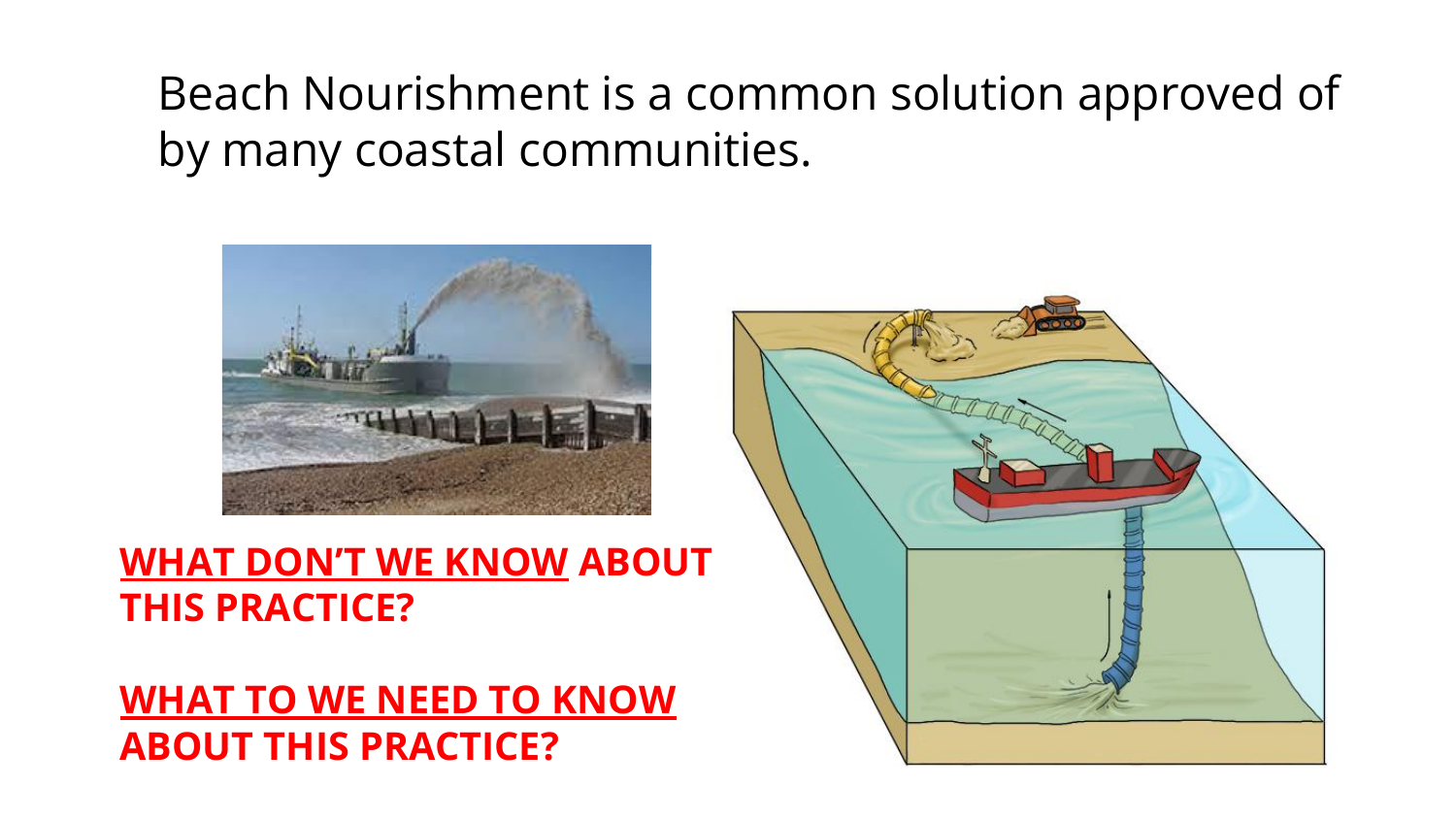Beach Nourishment is a common solution approved of by many coastal communities.

**WHAT DON'T WE KNOW ABOUT THIS PRACTICE?**

**WHAT TO WE NEED TO KNOW ABOUT THIS PRACTICE?**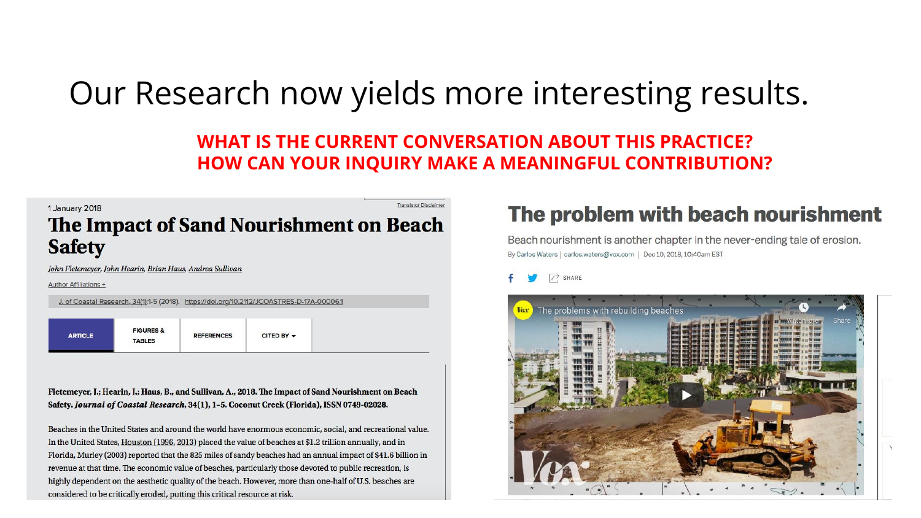# Our Research now yields more interesting results.

**WHAT IS THE CURRENT CONVERSATION ABOUT THIS PRACTICE?**
**HOW CAN YOUR INQUIRY MAKE A MEANINGFUL CONTRIBUTION?**

1 January 2018

Translator Disclaimer

## The Impact of Sand Nourishment on Beach Safety

*John Fletemeyer, John Hearin, Brian Haus, Andrea Sullivan*

Author Affiliations +

J. of Coastal Research, 34(1):1-5 (2018). https://doi.org/10.2112/JCOASTRES-D-17A-00006.1

ARTICLE | FIGURES & TABLES | REFERENCES | CITED BY

**Fletemeyer, J.; Hearin, J.; Haus, B., and Sullivan, A., 2018. The Impact of Sand Nourishment on Beach Safety. *Journal of Coastal Research*, 34(1), 1–5. Coconut Creek (Florida), ISSN 0749-02028.**

Beaches in the United States and around the world have enormous economic, social, and recreational value. In the United States, Houston (1996, 2013) placed the value of beaches at $1.2 trillion annually, and in Florida, Murley (2003) reported that the 825 miles of sandy beaches had an annual impact of $41.6 billion in revenue at that time. The economic value of beaches, particularly those devoted to public recreation, is highly dependent on the aesthetic quality of the beach. However, more than one-half of U.S. beaches are considered to be critically eroded, putting this critical resource at risk.

## The problem with beach nourishment

Beach nourishment is another chapter in the never-ending tale of erosion.

By Carlos Waters | carlos.waters@vox.com | Dec 10, 2018, 10:40am EST

SHARE

The problems with rebuilding beaches

Watch later Share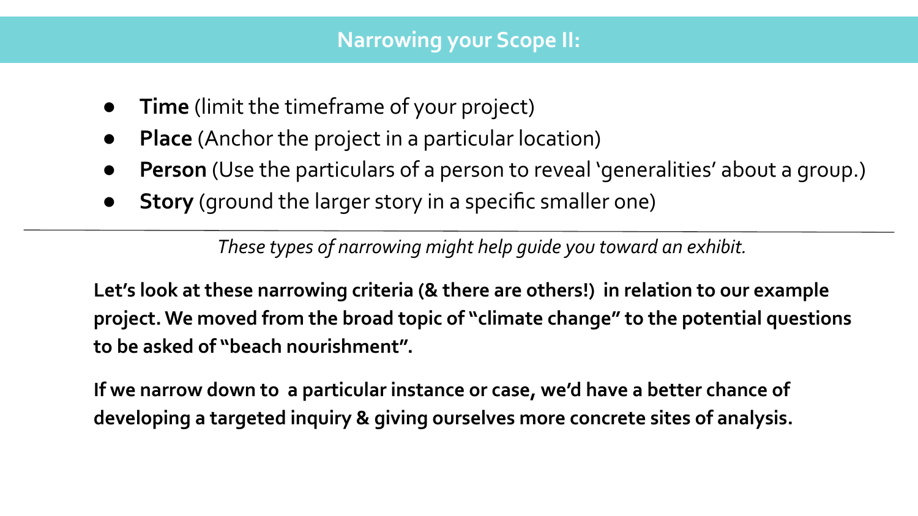# Narrowing your Scope II:

- **Time** (limit the timeframe of your project)
- **Place** (Anchor the project in a particular location)
- **Person** (Use the particulars of a person to reveal 'generalities' about a group.)
- **Story** (ground the larger story in a specific smaller one)

---

*These types of narrowing might help guide you toward an exhibit.*

**Let's look at these narrowing criteria (& there are others!) in relation to our example project. We moved from the broad topic of "climate change" to the potential questions to be asked of "beach nourishment".**

**If we narrow down to a particular instance or case, we'd have a better chance of developing a targeted inquiry & giving ourselves more concrete sites of analysis.**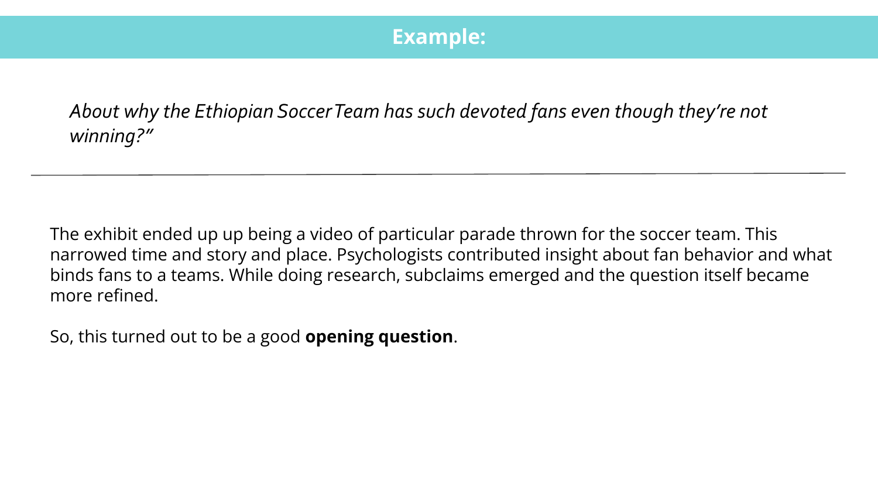## Example:

*About why the Ethiopian Soccer Team has such devoted fans even though they're not winning?"*

---

The exhibit ended up up being a video of particular parade thrown for the soccer team. This narrowed time and story and place. Psychologists contributed insight about fan behavior and what binds fans to a teams. While doing research, subclaims emerged and the question itself became more refined.

So, this turned out to be a good **opening question**.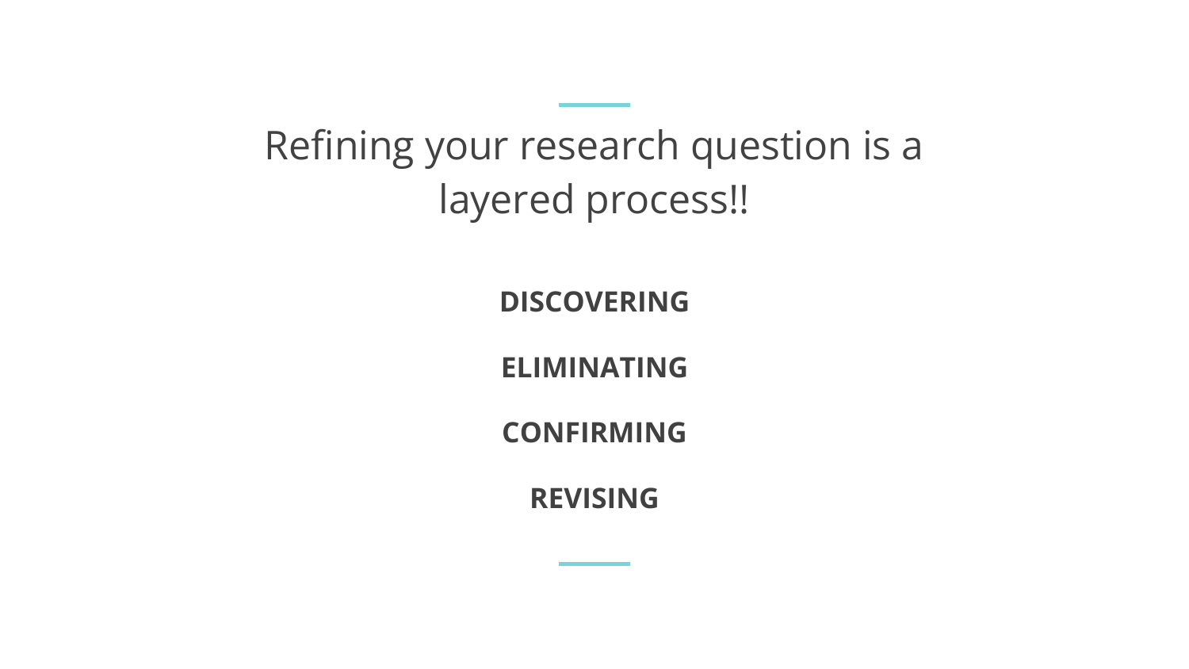# Refining your research question is a layered process!!

**DISCOVERING**

**ELIMINATING**

**CONFIRMING**

**REVISING**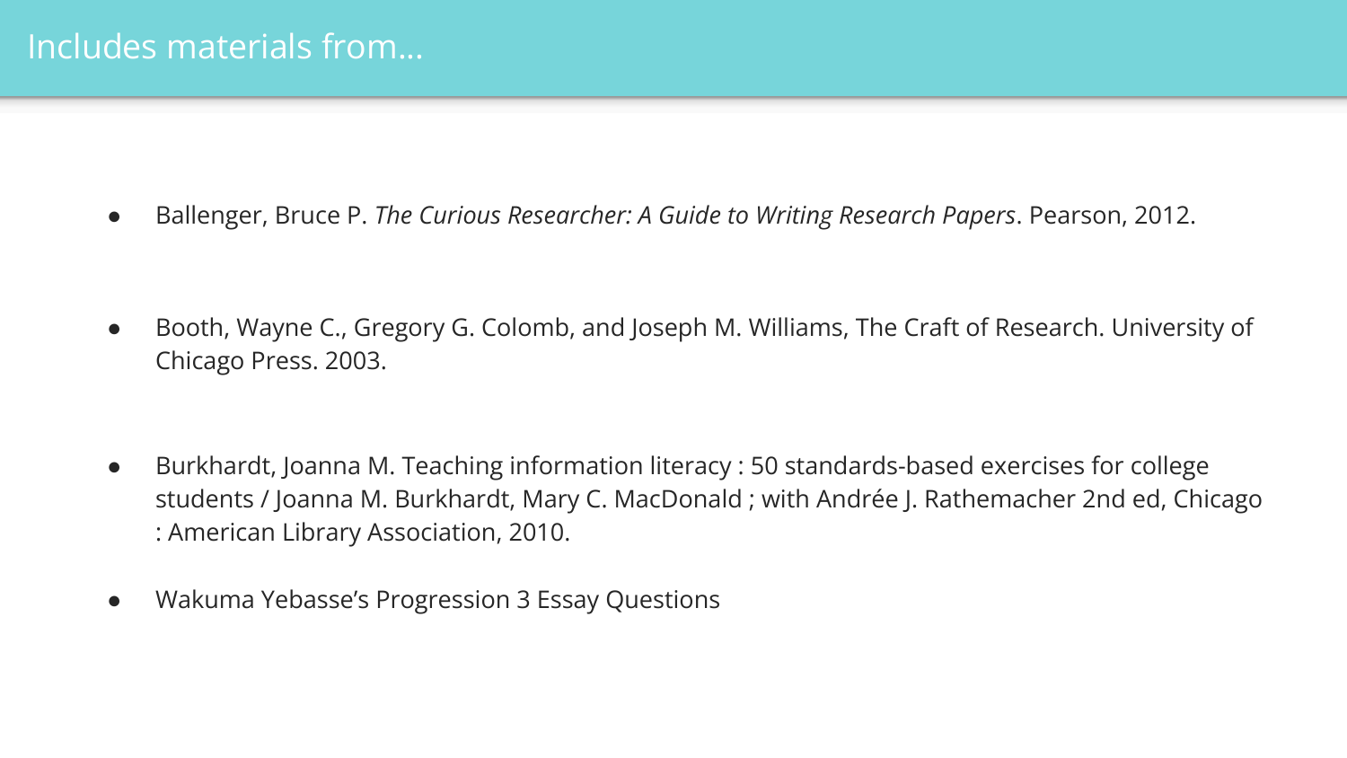# Includes materials from...

- Ballenger, Bruce P. *The Curious Researcher: A Guide to Writing Research Papers*. Pearson, 2012.

- Booth, Wayne C., Gregory G. Colomb, and Joseph M. Williams, The Craft of Research. University of Chicago Press. 2003.

- Burkhardt, Joanna M. Teaching information literacy : 50 standards-based exercises for college students / Joanna M. Burkhardt, Mary C. MacDonald ; with Andrée J. Rathemacher 2nd ed, Chicago : American Library Association, 2010.

- Wakuma Yebasse's Progression 3 Essay Questions